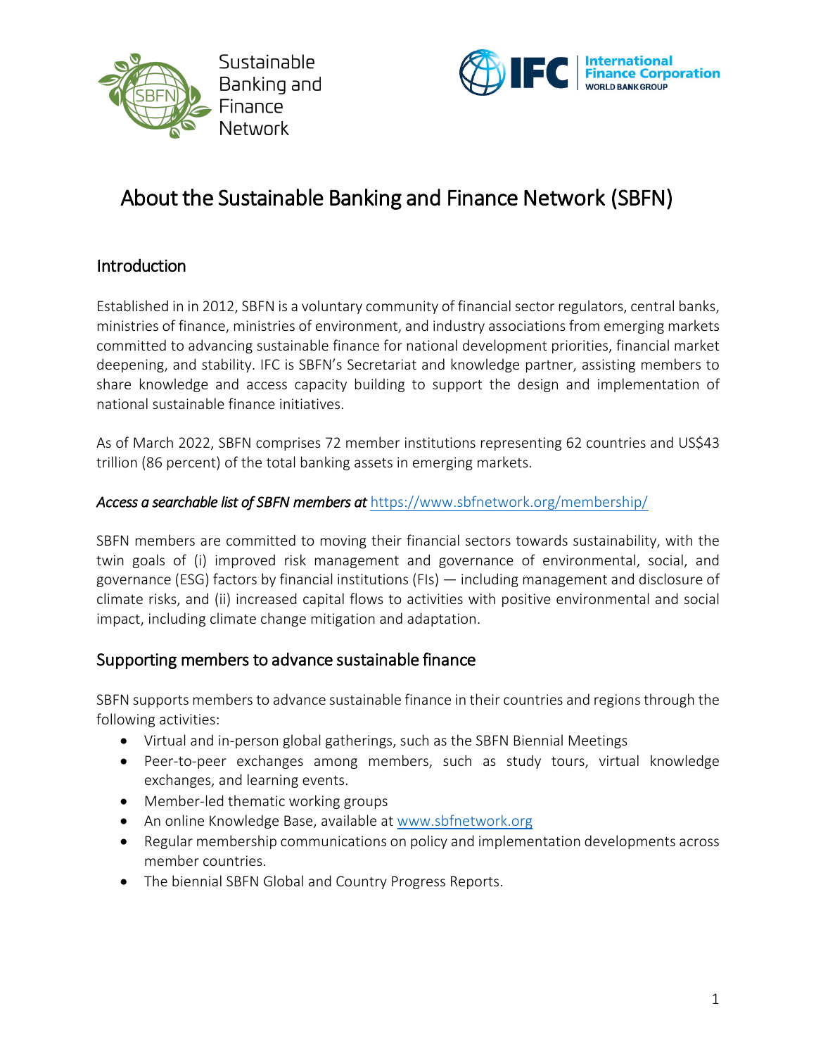# About the Sustainable Banking and Finance Network (SBFN)

## Introduction

Established in in 2012, SBFN is a voluntary community of financial sector regulators, central banks, ministries of finance, ministries of environment, and industry associations from emerging markets committed to advancing sustainable finance for national development priorities, financial market deepening, and stability. IFC is SBFN's Secretariat and knowledge partner, assisting members to share knowledge and access capacity building to support the design and implementation of national sustainable finance initiatives.

As of March 2022, SBFN comprises 72 member institutions representing 62 countries and US$43 trillion (86 percent) of the total banking assets in emerging markets.

***Access a searchable list of SBFN members at*** https://www.sbfnetwork.org/membership/

SBFN members are committed to moving their financial sectors towards sustainability, with the twin goals of (i) improved risk management and governance of environmental, social, and governance (ESG) factors by financial institutions (FIs) — including management and disclosure of climate risks, and (ii) increased capital flows to activities with positive environmental and social impact, including climate change mitigation and adaptation.

## Supporting members to advance sustainable finance

SBFN supports members to advance sustainable finance in their countries and regions through the following activities:

- Virtual and in-person global gatherings, such as the SBFN Biennial Meetings
- Peer-to-peer exchanges among members, such as study tours, virtual knowledge exchanges, and learning events.
- Member-led thematic working groups
- An online Knowledge Base, available at www.sbfnetwork.org
- Regular membership communications on policy and implementation developments across member countries.
- The biennial SBFN Global and Country Progress Reports.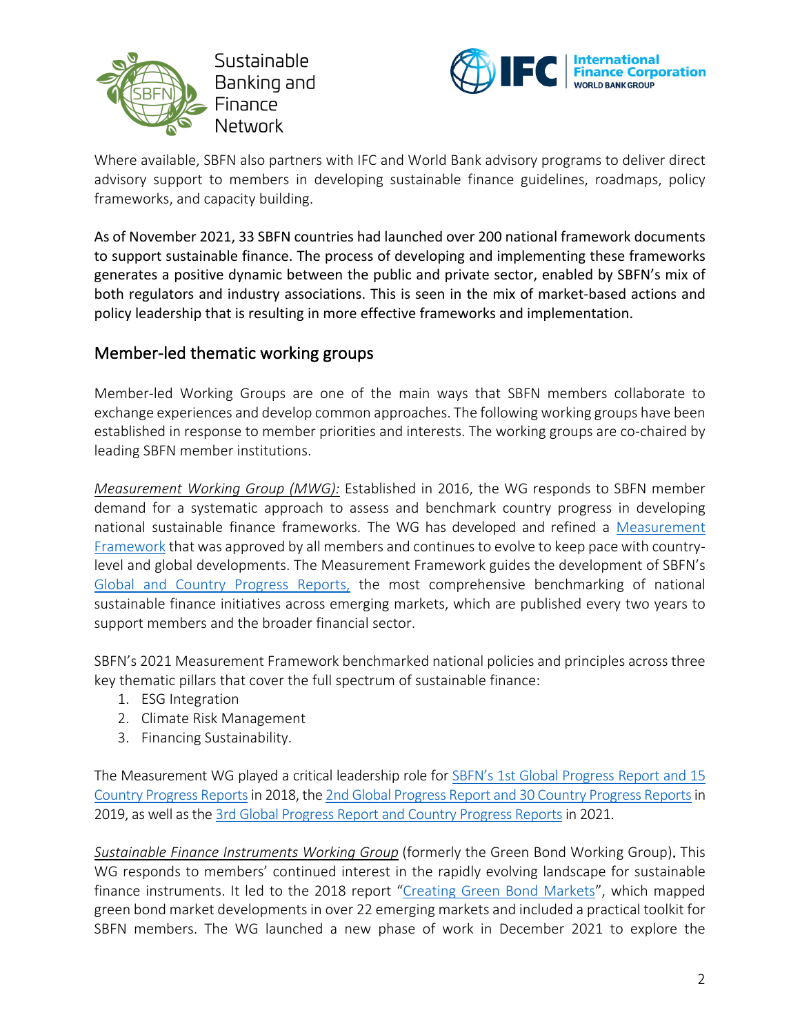Where available, SBFN also partners with IFC and World Bank advisory programs to deliver direct advisory support to members in developing sustainable finance guidelines, roadmaps, policy frameworks, and capacity building.

As of November 2021, 33 SBFN countries had launched over 200 national framework documents to support sustainable finance. The process of developing and implementing these frameworks generates a positive dynamic between the public and private sector, enabled by SBFN's mix of both regulators and industry associations. This is seen in the mix of market-based actions and policy leadership that is resulting in more effective frameworks and implementation.

## Member-led thematic working groups

Member-led Working Groups are one of the main ways that SBFN members collaborate to exchange experiences and develop common approaches. The following working groups have been established in response to member priorities and interests. The working groups are co-chaired by leading SBFN member institutions.

*Measurement Working Group (MWG):* Established in 2016, the WG responds to SBFN member demand for a systematic approach to assess and benchmark country progress in developing national sustainable finance frameworks. The WG has developed and refined a Measurement Framework that was approved by all members and continues to evolve to keep pace with country-level and global developments. The Measurement Framework guides the development of SBFN's Global and Country Progress Reports, the most comprehensive benchmarking of national sustainable finance initiatives across emerging markets, which are published every two years to support members and the broader financial sector.

SBFN's 2021 Measurement Framework benchmarked national policies and principles across three key thematic pillars that cover the full spectrum of sustainable finance:

1. ESG Integration
2. Climate Risk Management
3. Financing Sustainability.

The Measurement WG played a critical leadership role for SBFN's 1st Global Progress Report and 15 Country Progress Reports in 2018, the 2nd Global Progress Report and 30 Country Progress Reports in 2019, as well as the 3rd Global Progress Report and Country Progress Reports in 2021.

*Sustainable Finance Instruments Working Group* (formerly the Green Bond Working Group). This WG responds to members' continued interest in the rapidly evolving landscape for sustainable finance instruments. It led to the 2018 report "Creating Green Bond Markets", which mapped green bond market developments in over 22 emerging markets and included a practical toolkit for SBFN members. The WG launched a new phase of work in December 2021 to explore the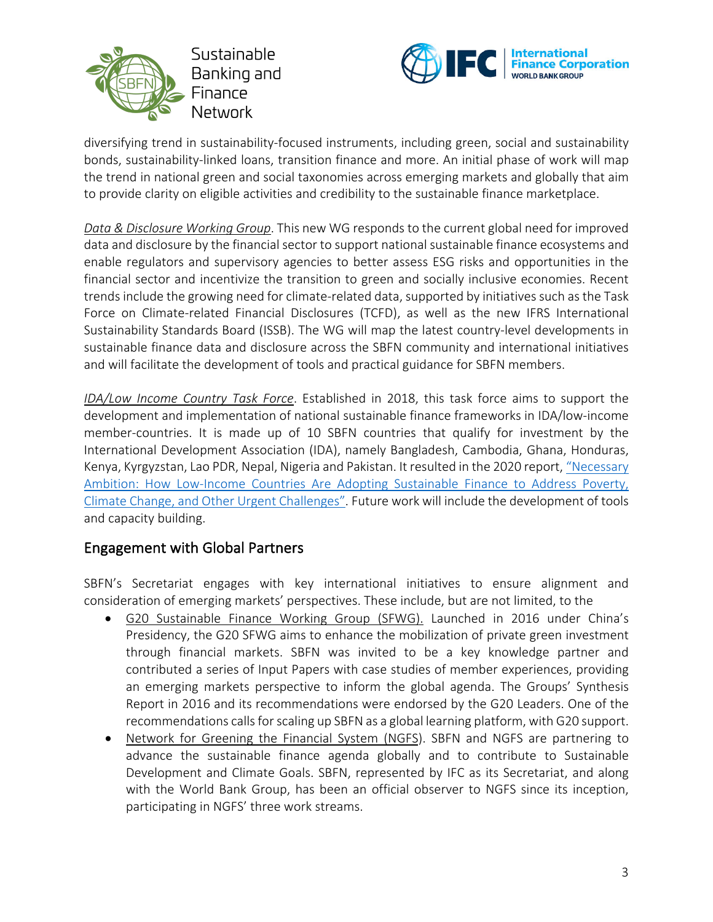diversifying trend in sustainability-focused instruments, including green, social and sustainability bonds, sustainability-linked loans, transition finance and more. An initial phase of work will map the trend in national green and social taxonomies across emerging markets and globally that aim to provide clarity on eligible activities and credibility to the sustainable finance marketplace.

*Data & Disclosure Working Group*. This new WG responds to the current global need for improved data and disclosure by the financial sector to support national sustainable finance ecosystems and enable regulators and supervisory agencies to better assess ESG risks and opportunities in the financial sector and incentivize the transition to green and socially inclusive economies. Recent trends include the growing need for climate-related data, supported by initiatives such as the Task Force on Climate-related Financial Disclosures (TCFD), as well as the new IFRS International Sustainability Standards Board (ISSB). The WG will map the latest country-level developments in sustainable finance data and disclosure across the SBFN community and international initiatives and will facilitate the development of tools and practical guidance for SBFN members.

*IDA/Low Income Country Task Force*. Established in 2018, this task force aims to support the development and implementation of national sustainable finance frameworks in IDA/low-income member-countries. It is made up of 10 SBFN countries that qualify for investment by the International Development Association (IDA), namely Bangladesh, Cambodia, Ghana, Honduras, Kenya, Kyrgyzstan, Lao PDR, Nepal, Nigeria and Pakistan. It resulted in the 2020 report, "Necessary Ambition: How Low-Income Countries Are Adopting Sustainable Finance to Address Poverty, Climate Change, and Other Urgent Challenges". Future work will include the development of tools and capacity building.

## Engagement with Global Partners

SBFN's Secretariat engages with key international initiatives to ensure alignment and consideration of emerging markets' perspectives. These include, but are not limited, to the

- G20 Sustainable Finance Working Group (SFWG). Launched in 2016 under China's Presidency, the G20 SFWG aims to enhance the mobilization of private green investment through financial markets. SBFN was invited to be a key knowledge partner and contributed a series of Input Papers with case studies of member experiences, providing an emerging markets perspective to inform the global agenda. The Groups' Synthesis Report in 2016 and its recommendations were endorsed by the G20 Leaders. One of the recommendations calls for scaling up SBFN as a global learning platform, with G20 support.
- Network for Greening the Financial System (NGFS). SBFN and NGFS are partnering to advance the sustainable finance agenda globally and to contribute to Sustainable Development and Climate Goals. SBFN, represented by IFC as its Secretariat, and along with the World Bank Group, has been an official observer to NGFS since its inception, participating in NGFS' three work streams.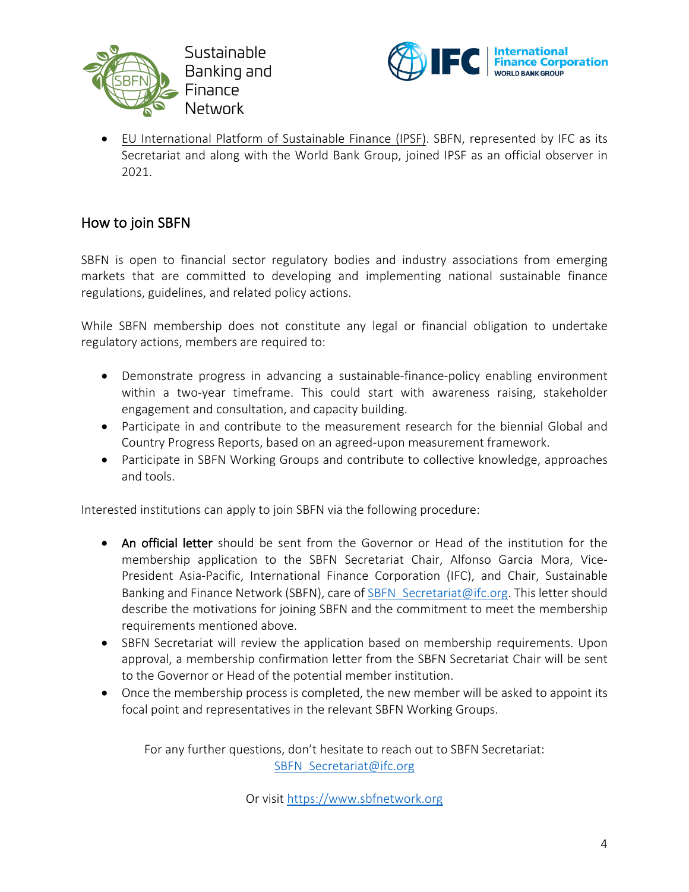- EU International Platform of Sustainable Finance (IPSF). SBFN, represented by IFC as its Secretariat and along with the World Bank Group, joined IPSF as an official observer in 2021.

## How to join SBFN

SBFN is open to financial sector regulatory bodies and industry associations from emerging markets that are committed to developing and implementing national sustainable finance regulations, guidelines, and related policy actions.

While SBFN membership does not constitute any legal or financial obligation to undertake regulatory actions, members are required to:

- Demonstrate progress in advancing a sustainable-finance-policy enabling environment within a two-year timeframe. This could start with awareness raising, stakeholder engagement and consultation, and capacity building.
- Participate in and contribute to the measurement research for the biennial Global and Country Progress Reports, based on an agreed-upon measurement framework.
- Participate in SBFN Working Groups and contribute to collective knowledge, approaches and tools.

Interested institutions can apply to join SBFN via the following procedure:

- **An official letter** should be sent from the Governor or Head of the institution for the membership application to the SBFN Secretariat Chair, Alfonso Garcia Mora, Vice-President Asia-Pacific, International Finance Corporation (IFC), and Chair, Sustainable Banking and Finance Network (SBFN), care of SBFN_Secretariat@ifc.org. This letter should describe the motivations for joining SBFN and the commitment to meet the membership requirements mentioned above.
- SBFN Secretariat will review the application based on membership requirements. Upon approval, a membership confirmation letter from the SBFN Secretariat Chair will be sent to the Governor or Head of the potential member institution.
- Once the membership process is completed, the new member will be asked to appoint its focal point and representatives in the relevant SBFN Working Groups.

For any further questions, don't hesitate to reach out to SBFN Secretariat: SBFN_Secretariat@ifc.org

Or visit https://www.sbfnetwork.org